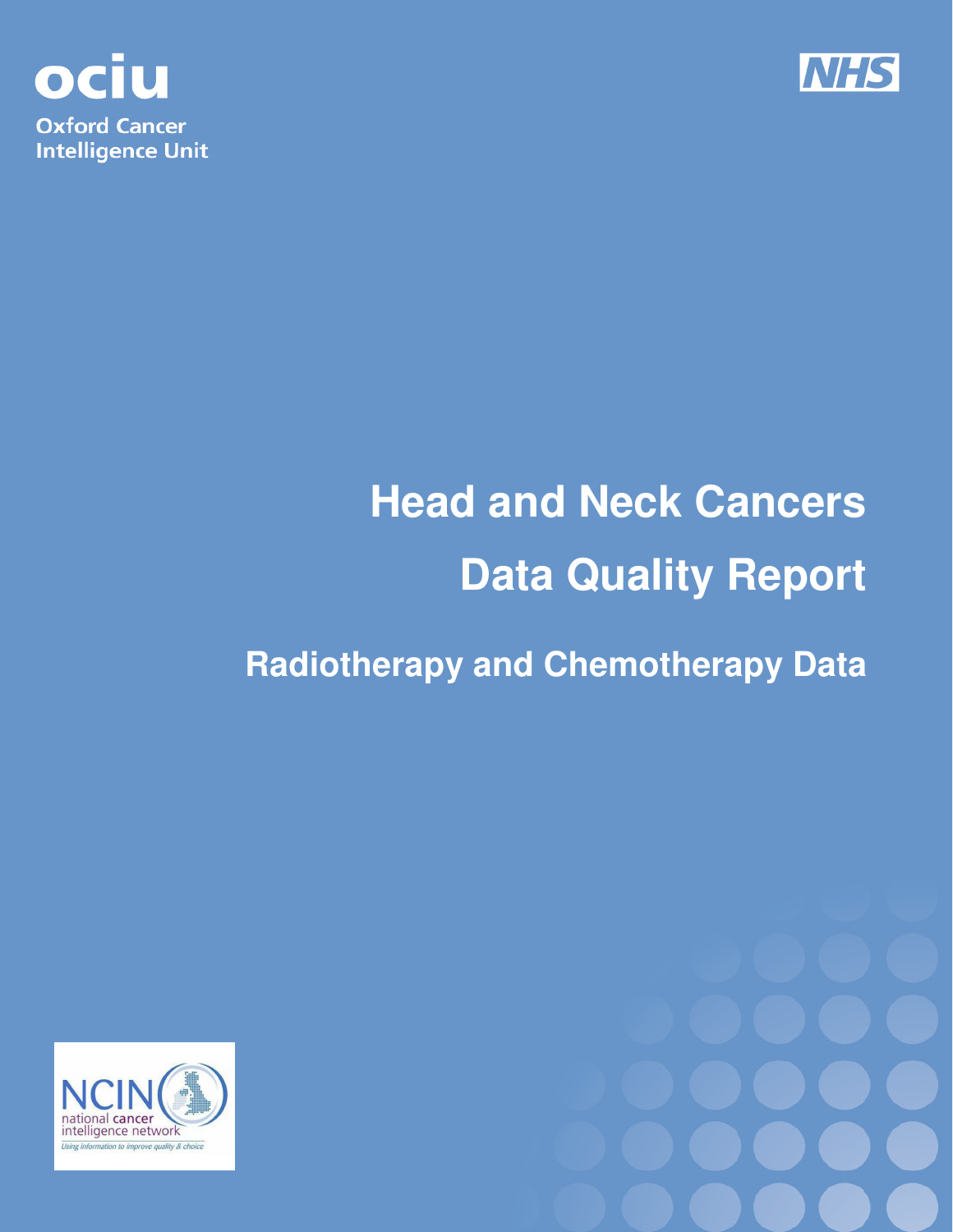ociu

Oxford Cancer Intelligence Unit

NHS

# Head and Neck Cancers

# Data Quality Report

## Radiotherapy and Chemotherapy Data

NCIN national cancer intelligence network

*Using information to improve quality & choice*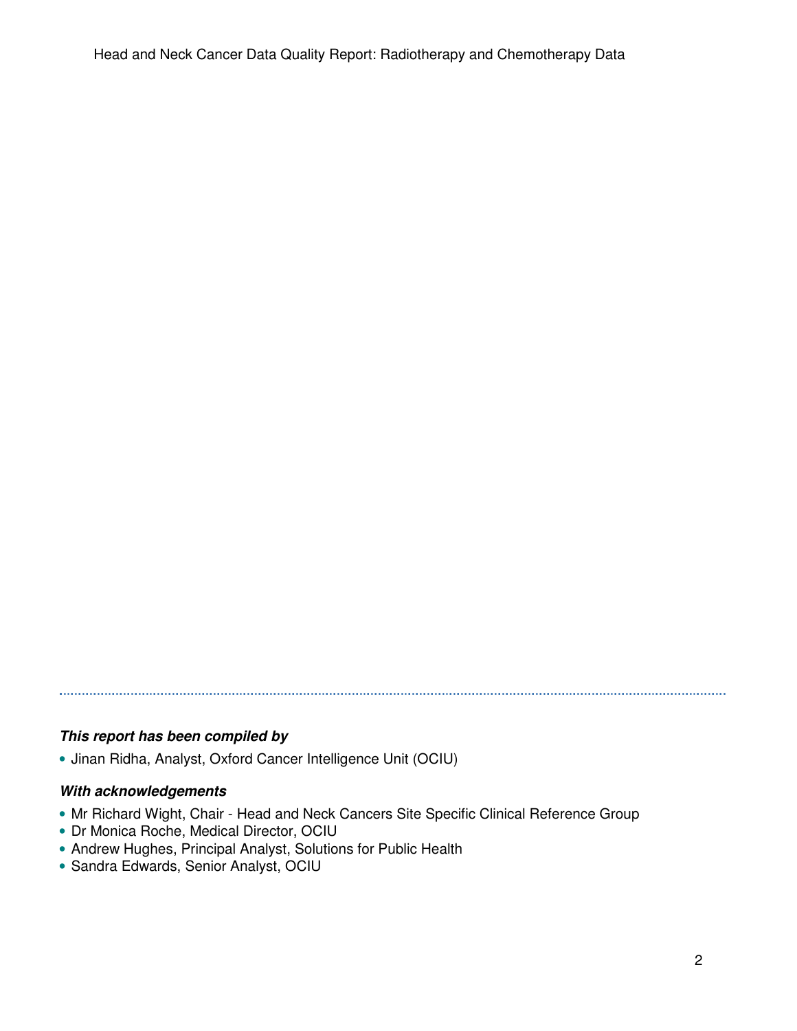***This report has been compiled by***

- Jinan Ridha, Analyst, Oxford Cancer Intelligence Unit (OCIU)

***With acknowledgements***

- Mr Richard Wight, Chair - Head and Neck Cancers Site Specific Clinical Reference Group
- Dr Monica Roche, Medical Director, OCIU
- Andrew Hughes, Principal Analyst, Solutions for Public Health
- Sandra Edwards, Senior Analyst, OCIU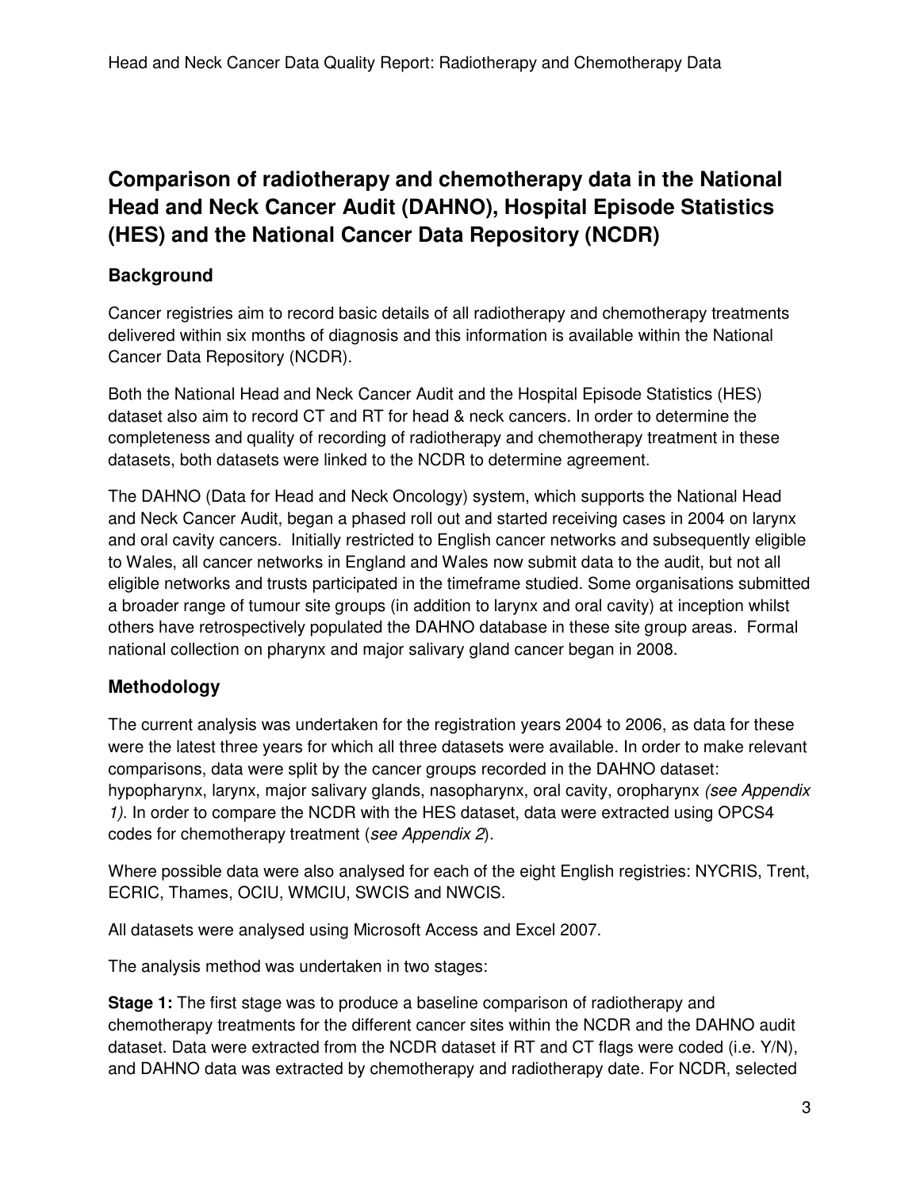# Comparison of radiotherapy and chemotherapy data in the National Head and Neck Cancer Audit (DAHNO), Hospital Episode Statistics (HES) and the National Cancer Data Repository (NCDR)

## Background

Cancer registries aim to record basic details of all radiotherapy and chemotherapy treatments delivered within six months of diagnosis and this information is available within the National Cancer Data Repository (NCDR).

Both the National Head and Neck Cancer Audit and the Hospital Episode Statistics (HES) dataset also aim to record CT and RT for head & neck cancers. In order to determine the completeness and quality of recording of radiotherapy and chemotherapy treatment in these datasets, both datasets were linked to the NCDR to determine agreement.

The DAHNO (Data for Head and Neck Oncology) system, which supports the National Head and Neck Cancer Audit, began a phased roll out and started receiving cases in 2004 on larynx and oral cavity cancers. Initially restricted to English cancer networks and subsequently eligible to Wales, all cancer networks in England and Wales now submit data to the audit, but not all eligible networks and trusts participated in the timeframe studied. Some organisations submitted a broader range of tumour site groups (in addition to larynx and oral cavity) at inception whilst others have retrospectively populated the DAHNO database in these site group areas. Formal national collection on pharynx and major salivary gland cancer began in 2008.

## Methodology

The current analysis was undertaken for the registration years 2004 to 2006, as data for these were the latest three years for which all three datasets were available. In order to make relevant comparisons, data were split by the cancer groups recorded in the DAHNO dataset: hypopharynx, larynx, major salivary glands, nasopharynx, oral cavity, oropharynx *(see Appendix 1)*. In order to compare the NCDR with the HES dataset, data were extracted using OPCS4 codes for chemotherapy treatment (*see Appendix 2*).

Where possible data were also analysed for each of the eight English registries: NYCRIS, Trent, ECRIC, Thames, OCIU, WMCIU, SWCIS and NWCIS.

All datasets were analysed using Microsoft Access and Excel 2007.

The analysis method was undertaken in two stages:

**Stage 1:** The first stage was to produce a baseline comparison of radiotherapy and chemotherapy treatments for the different cancer sites within the NCDR and the DAHNO audit dataset. Data were extracted from the NCDR dataset if RT and CT flags were coded (i.e. Y/N), and DAHNO data was extracted by chemotherapy and radiotherapy date. For NCDR, selected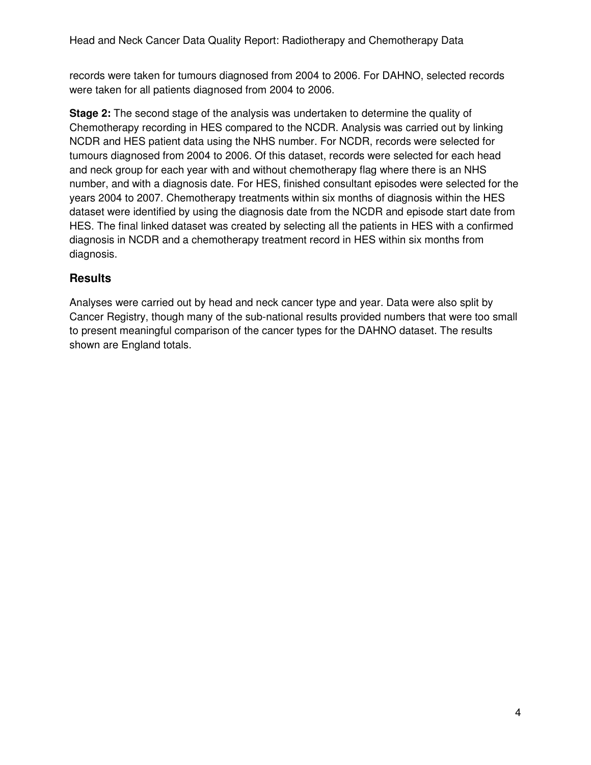records were taken for tumours diagnosed from 2004 to 2006. For DAHNO, selected records were taken for all patients diagnosed from 2004 to 2006.

**Stage 2:** The second stage of the analysis was undertaken to determine the quality of Chemotherapy recording in HES compared to the NCDR. Analysis was carried out by linking NCDR and HES patient data using the NHS number. For NCDR, records were selected for tumours diagnosed from 2004 to 2006. Of this dataset, records were selected for each head and neck group for each year with and without chemotherapy flag where there is an NHS number, and with a diagnosis date. For HES, finished consultant episodes were selected for the years 2004 to 2007. Chemotherapy treatments within six months of diagnosis within the HES dataset were identified by using the diagnosis date from the NCDR and episode start date from HES. The final linked dataset was created by selecting all the patients in HES with a confirmed diagnosis in NCDR and a chemotherapy treatment record in HES within six months from diagnosis.

## Results

Analyses were carried out by head and neck cancer type and year. Data were also split by Cancer Registry, though many of the sub-national results provided numbers that were too small to present meaningful comparison of the cancer types for the DAHNO dataset. The results shown are England totals.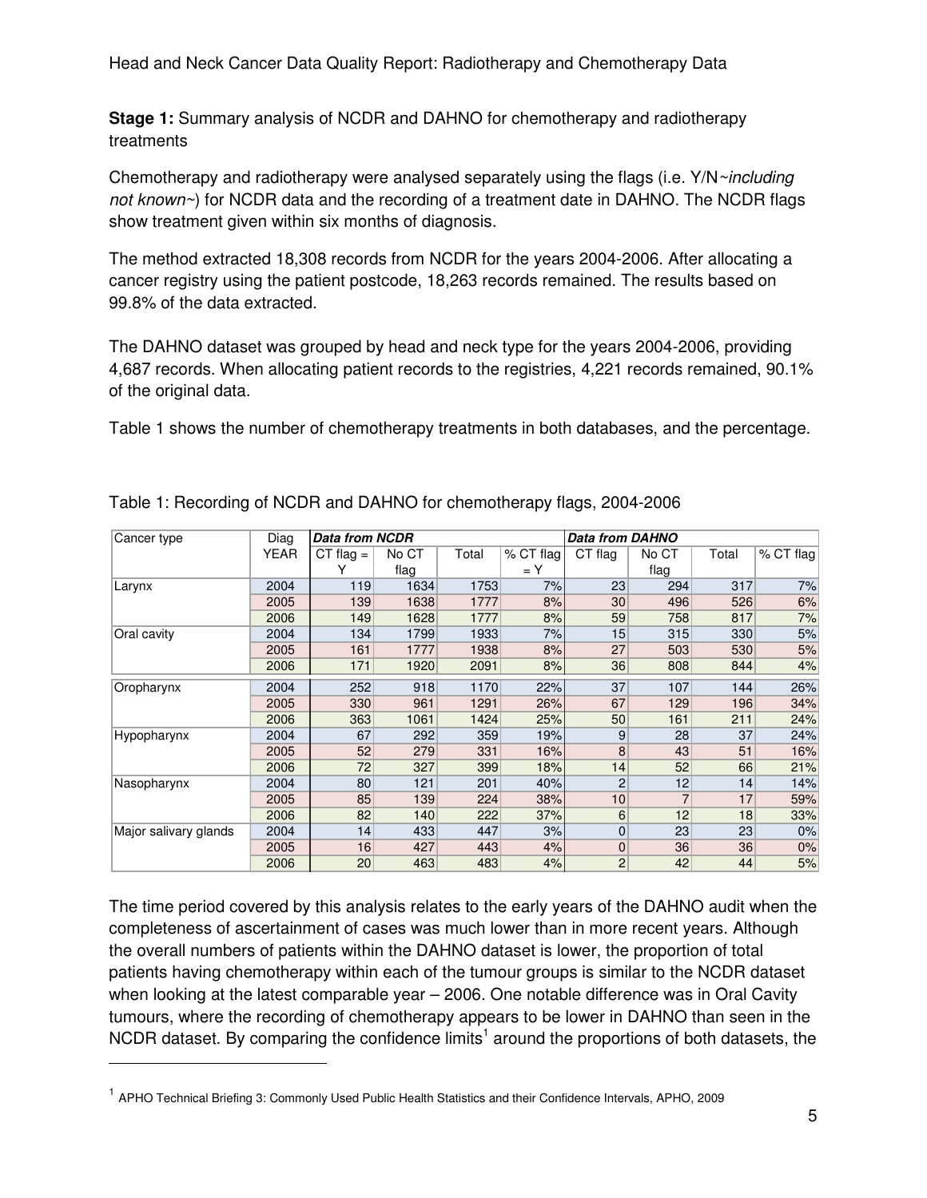**Stage 1:** Summary analysis of NCDR and DAHNO for chemotherapy and radiotherapy treatments

Chemotherapy and radiotherapy were analysed separately using the flags (i.e. Y/N~*including not known*~) for NCDR data and the recording of a treatment date in DAHNO. The NCDR flags show treatment given within six months of diagnosis.

The method extracted 18,308 records from NCDR for the years 2004-2006. After allocating a cancer registry using the patient postcode, 18,263 records remained. The results based on 99.8% of the data extracted.

The DAHNO dataset was grouped by head and neck type for the years 2004-2006, providing 4,687 records. When allocating patient records to the registries, 4,221 records remained, 90.1% of the original data.

Table 1 shows the number of chemotherapy treatments in both databases, and the percentage.

Table 1: Recording of NCDR and DAHNO for chemotherapy flags, 2004-2006

| Cancer type | Diag | ***Data from NCDR*** | | | | ***Data from DAHNO*** | | | |
|---|---|---|---|---|---|---|---|---|---|
| | YEAR | CT flag = Y | No CT flag | Total | % CT flag = Y | CT flag | No CT flag | Total | % CT flag |
| Larynx | 2004 | 119 | 1634 | 1753 | 7% | 23 | 294 | 317 | 7% |
| | 2005 | 139 | 1638 | 1777 | 8% | 30 | 496 | 526 | 6% |
| | 2006 | 149 | 1628 | 1777 | 8% | 59 | 758 | 817 | 7% |
| Oral cavity | 2004 | 134 | 1799 | 1933 | 7% | 15 | 315 | 330 | 5% |
| | 2005 | 161 | 1777 | 1938 | 8% | 27 | 503 | 530 | 5% |
| | 2006 | 171 | 1920 | 2091 | 8% | 36 | 808 | 844 | 4% |
| Oropharynx | 2004 | 252 | 918 | 1170 | 22% | 37 | 107 | 144 | 26% |
| | 2005 | 330 | 961 | 1291 | 26% | 67 | 129 | 196 | 34% |
| | 2006 | 363 | 1061 | 1424 | 25% | 50 | 161 | 211 | 24% |
| Hypopharynx | 2004 | 67 | 292 | 359 | 19% | 9 | 28 | 37 | 24% |
| | 2005 | 52 | 279 | 331 | 16% | 8 | 43 | 51 | 16% |
| | 2006 | 72 | 327 | 399 | 18% | 14 | 52 | 66 | 21% |
| Nasopharynx | 2004 | 80 | 121 | 201 | 40% | 2 | 12 | 14 | 14% |
| | 2005 | 85 | 139 | 224 | 38% | 10 | 7 | 17 | 59% |
| | 2006 | 82 | 140 | 222 | 37% | 6 | 12 | 18 | 33% |
| Major salivary glands | 2004 | 14 | 433 | 447 | 3% | 0 | 23 | 23 | 0% |
| | 2005 | 16 | 427 | 443 | 4% | 0 | 36 | 36 | 0% |
| | 2006 | 20 | 463 | 483 | 4% | 2 | 42 | 44 | 5% |

The time period covered by this analysis relates to the early years of the DAHNO audit when the completeness of ascertainment of cases was much lower than in more recent years. Although the overall numbers of patients within the DAHNO dataset is lower, the proportion of total patients having chemotherapy within each of the tumour groups is similar to the NCDR dataset when looking at the latest comparable year – 2006. One notable difference was in Oral Cavity tumours, where the recording of chemotherapy appears to be lower in DAHNO than seen in the NCDR dataset. By comparing the confidence limits[1] around the proportions of both datasets, the

[1] APHO Technical Briefing 3: Commonly Used Public Health Statistics and their Confidence Intervals, APHO, 2009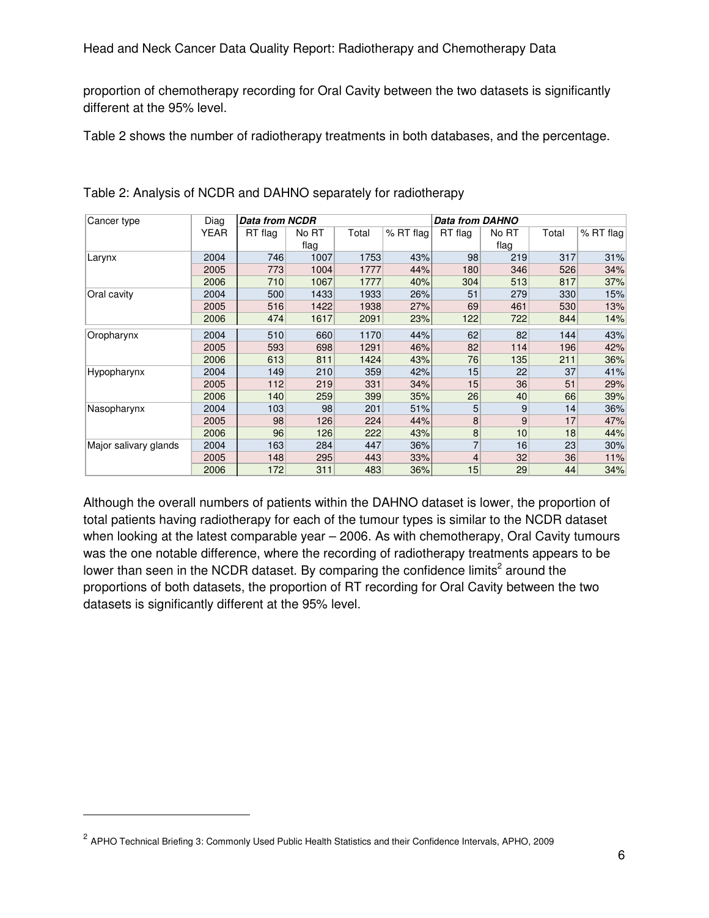proportion of chemotherapy recording for Oral Cavity between the two datasets is significantly different at the 95% level.

Table 2 shows the number of radiotherapy treatments in both databases, and the percentage.

Table 2: Analysis of NCDR and DAHNO separately for radiotherapy

| Cancer type | Diag YEAR | ***Data from NCDR*** | | | | ***Data from DAHNO*** | | | |
|---|---|---|---|---|---|---|---|---|---|
| | | RT flag | No RT flag | Total | % RT flag | RT flag | No RT flag | Total | % RT flag |
| Larynx | 2004 | 746 | 1007 | 1753 | 43% | 98 | 219 | 317 | 31% |
| | 2005 | 773 | 1004 | 1777 | 44% | 180 | 346 | 526 | 34% |
| | 2006 | 710 | 1067 | 1777 | 40% | 304 | 513 | 817 | 37% |
| Oral cavity | 2004 | 500 | 1433 | 1933 | 26% | 51 | 279 | 330 | 15% |
| | 2005 | 516 | 1422 | 1938 | 27% | 69 | 461 | 530 | 13% |
| | 2006 | 474 | 1617 | 2091 | 23% | 122 | 722 | 844 | 14% |
| Oropharynx | 2004 | 510 | 660 | 1170 | 44% | 62 | 82 | 144 | 43% |
| | 2005 | 593 | 698 | 1291 | 46% | 82 | 114 | 196 | 42% |
| | 2006 | 613 | 811 | 1424 | 43% | 76 | 135 | 211 | 36% |
| Hypopharynx | 2004 | 149 | 210 | 359 | 42% | 15 | 22 | 37 | 41% |
| | 2005 | 112 | 219 | 331 | 34% | 15 | 36 | 51 | 29% |
| | 2006 | 140 | 259 | 399 | 35% | 26 | 40 | 66 | 39% |
| Nasopharynx | 2004 | 103 | 98 | 201 | 51% | 5 | 9 | 14 | 36% |
| | 2005 | 98 | 126 | 224 | 44% | 8 | 9 | 17 | 47% |
| | 2006 | 96 | 126 | 222 | 43% | 8 | 10 | 18 | 44% |
| Major salivary glands | 2004 | 163 | 284 | 447 | 36% | 7 | 16 | 23 | 30% |
| | 2005 | 148 | 295 | 443 | 33% | 4 | 32 | 36 | 11% |
| | 2006 | 172 | 311 | 483 | 36% | 15 | 29 | 44 | 34% |

Although the overall numbers of patients within the DAHNO dataset is lower, the proportion of total patients having radiotherapy for each of the tumour types is similar to the NCDR dataset when looking at the latest comparable year – 2006. As with chemotherapy, Oral Cavity tumours was the one notable difference, where the recording of radiotherapy treatments appears to be lower than seen in the NCDR dataset. By comparing the confidence limits[2] around the proportions of both datasets, the proportion of RT recording for Oral Cavity between the two datasets is significantly different at the 95% level.

[2] APHO Technical Briefing 3: Commonly Used Public Health Statistics and their Confidence Intervals, APHO, 2009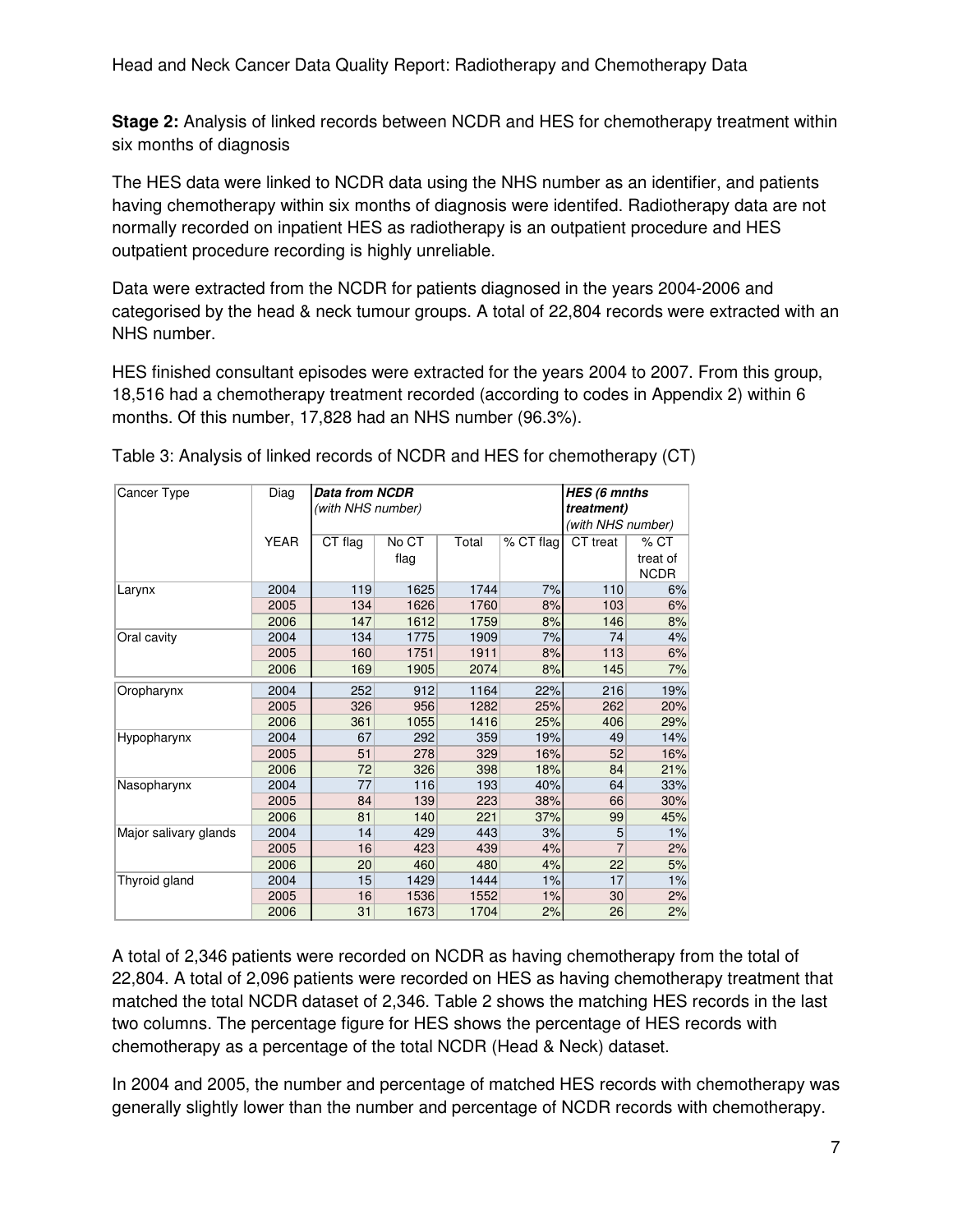**Stage 2:** Analysis of linked records between NCDR and HES for chemotherapy treatment within six months of diagnosis

The HES data were linked to NCDR data using the NHS number as an identifier, and patients having chemotherapy within six months of diagnosis were identifed. Radiotherapy data are not normally recorded on inpatient HES as radiotherapy is an outpatient procedure and HES outpatient procedure recording is highly unreliable.

Data were extracted from the NCDR for patients diagnosed in the years 2004-2006 and categorised by the head & neck tumour groups. A total of 22,804 records were extracted with an NHS number.

HES finished consultant episodes were extracted for the years 2004 to 2007. From this group, 18,516 had a chemotherapy treatment recorded (according to codes in Appendix 2) within 6 months. Of this number, 17,828 had an NHS number (96.3%).

Table 3: Analysis of linked records of NCDR and HES for chemotherapy (CT)

| Cancer Type | Diag | ***Data from NCDR*** *(with NHS number)* | | | | ***HES (6 mnths treatment)*** *(with NHS number)* | |
|---|---|---|---|---|---|---|---|
| | YEAR | CT flag | No CT flag | Total | % CT flag | CT treat | % CT treat of NCDR |
| Larynx | 2004 | 119 | 1625 | 1744 | 7% | 110 | 6% |
| | 2005 | 134 | 1626 | 1760 | 8% | 103 | 6% |
| | 2006 | 147 | 1612 | 1759 | 8% | 146 | 8% |
| Oral cavity | 2004 | 134 | 1775 | 1909 | 7% | 74 | 4% |
| | 2005 | 160 | 1751 | 1911 | 8% | 113 | 6% |
| | 2006 | 169 | 1905 | 2074 | 8% | 145 | 7% |
| Oropharynx | 2004 | 252 | 912 | 1164 | 22% | 216 | 19% |
| | 2005 | 326 | 956 | 1282 | 25% | 262 | 20% |
| | 2006 | 361 | 1055 | 1416 | 25% | 406 | 29% |
| Hypopharynx | 2004 | 67 | 292 | 359 | 19% | 49 | 14% |
| | 2005 | 51 | 278 | 329 | 16% | 52 | 16% |
| | 2006 | 72 | 326 | 398 | 18% | 84 | 21% |
| Nasopharynx | 2004 | 77 | 116 | 193 | 40% | 64 | 33% |
| | 2005 | 84 | 139 | 223 | 38% | 66 | 30% |
| | 2006 | 81 | 140 | 221 | 37% | 99 | 45% |
| Major salivary glands | 2004 | 14 | 429 | 443 | 3% | 5 | 1% |
| | 2005 | 16 | 423 | 439 | 4% | 7 | 2% |
| | 2006 | 20 | 460 | 480 | 4% | 22 | 5% |
| Thyroid gland | 2004 | 15 | 1429 | 1444 | 1% | 17 | 1% |
| | 2005 | 16 | 1536 | 1552 | 1% | 30 | 2% |
| | 2006 | 31 | 1673 | 1704 | 2% | 26 | 2% |

A total of 2,346 patients were recorded on NCDR as having chemotherapy from the total of 22,804. A total of 2,096 patients were recorded on HES as having chemotherapy treatment that matched the total NCDR dataset of 2,346. Table 2 shows the matching HES records in the last two columns. The percentage figure for HES shows the percentage of HES records with chemotherapy as a percentage of the total NCDR (Head & Neck) dataset.

In 2004 and 2005, the number and percentage of matched HES records with chemotherapy was generally slightly lower than the number and percentage of NCDR records with chemotherapy.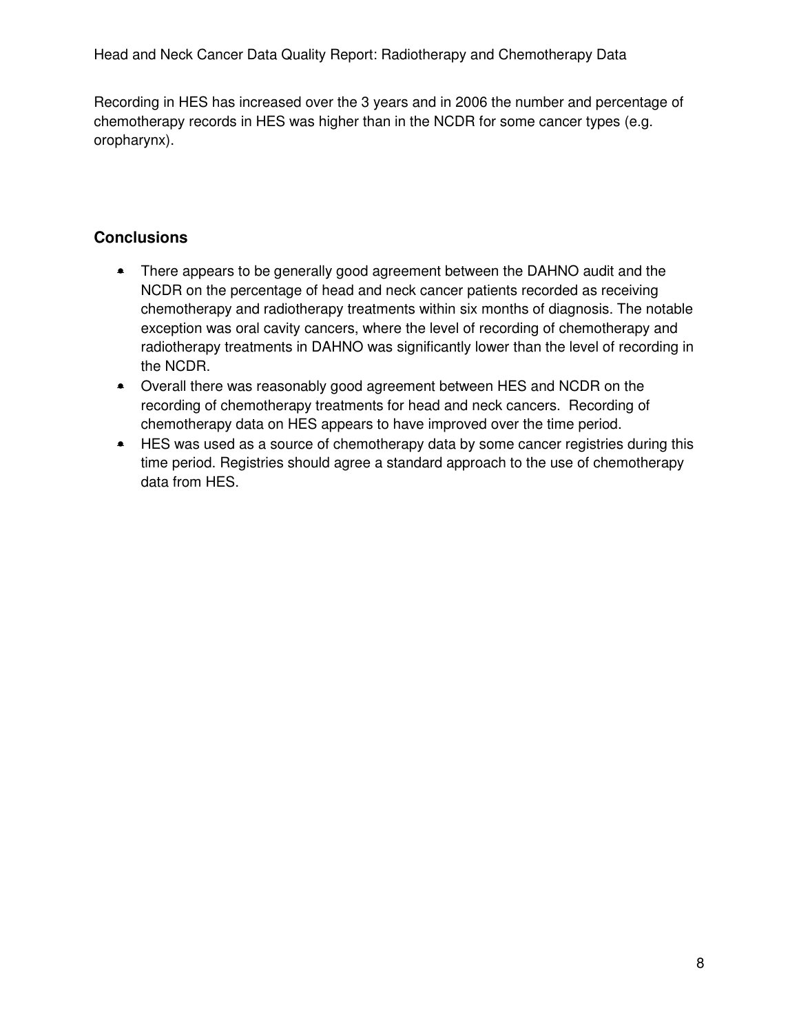Recording in HES has increased over the 3 years and in 2006 the number and percentage of chemotherapy records in HES was higher than in the NCDR for some cancer types (e.g. oropharynx).

## Conclusions

- There appears to be generally good agreement between the DAHNO audit and the NCDR on the percentage of head and neck cancer patients recorded as receiving chemotherapy and radiotherapy treatments within six months of diagnosis. The notable exception was oral cavity cancers, where the level of recording of chemotherapy and radiotherapy treatments in DAHNO was significantly lower than the level of recording in the NCDR.
- Overall there was reasonably good agreement between HES and NCDR on the recording of chemotherapy treatments for head and neck cancers. Recording of chemotherapy data on HES appears to have improved over the time period.
- HES was used as a source of chemotherapy data by some cancer registries during this time period. Registries should agree a standard approach to the use of chemotherapy data from HES.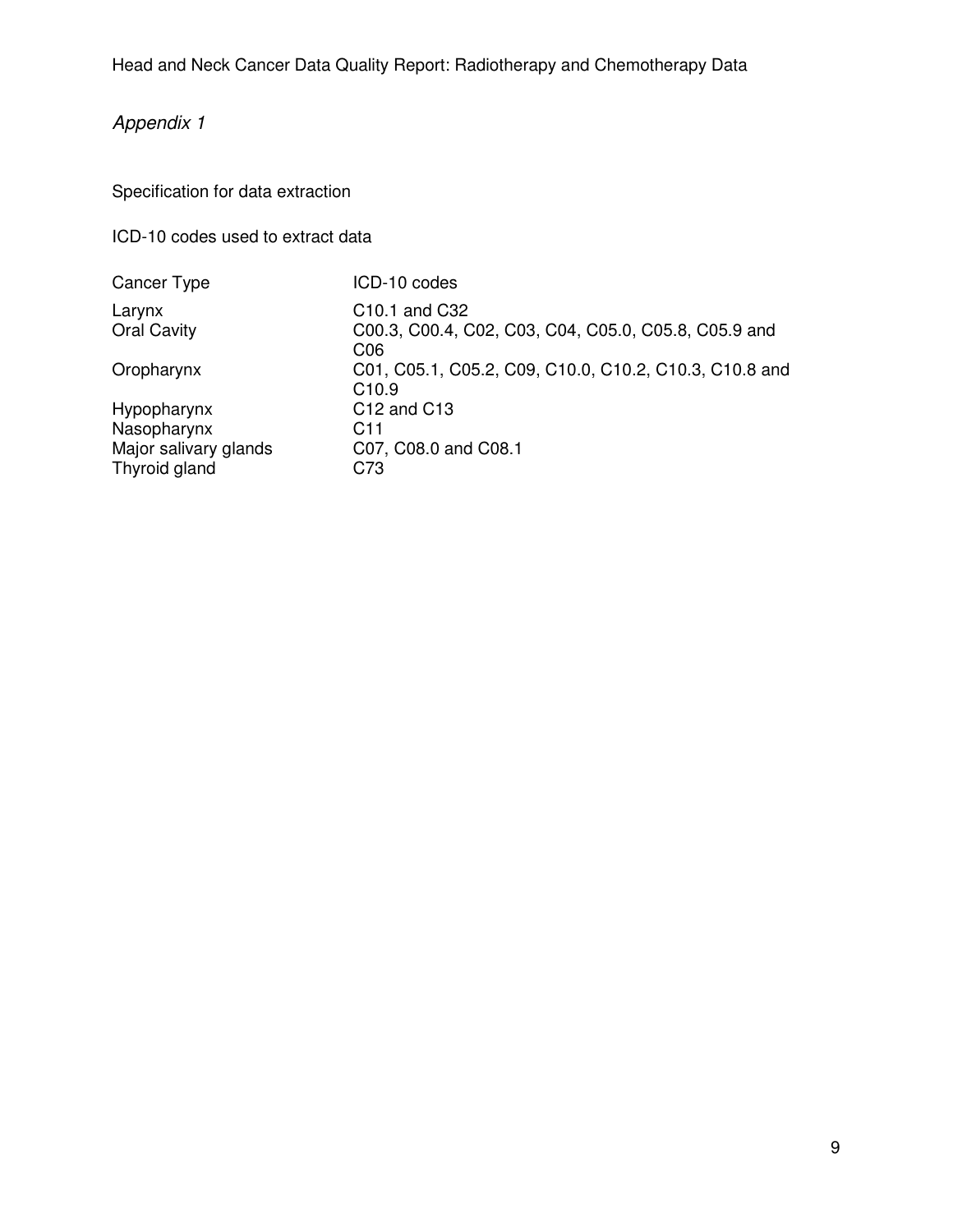*Appendix 1*

Specification for data extraction

ICD-10 codes used to extract data

| Cancer Type | ICD-10 codes |
| --- | --- |
| Larynx | C10.1 and C32 |
| Oral Cavity | C00.3, C00.4, C02, C03, C04, C05.0, C05.8, C05.9 and C06 |
| Oropharynx | C01, C05.1, C05.2, C09, C10.0, C10.2, C10.3, C10.8 and C10.9 |
| Hypopharynx | C12 and C13 |
| Nasopharynx | C11 |
| Major salivary glands | C07, C08.0 and C08.1 |
| Thyroid gland | C73 |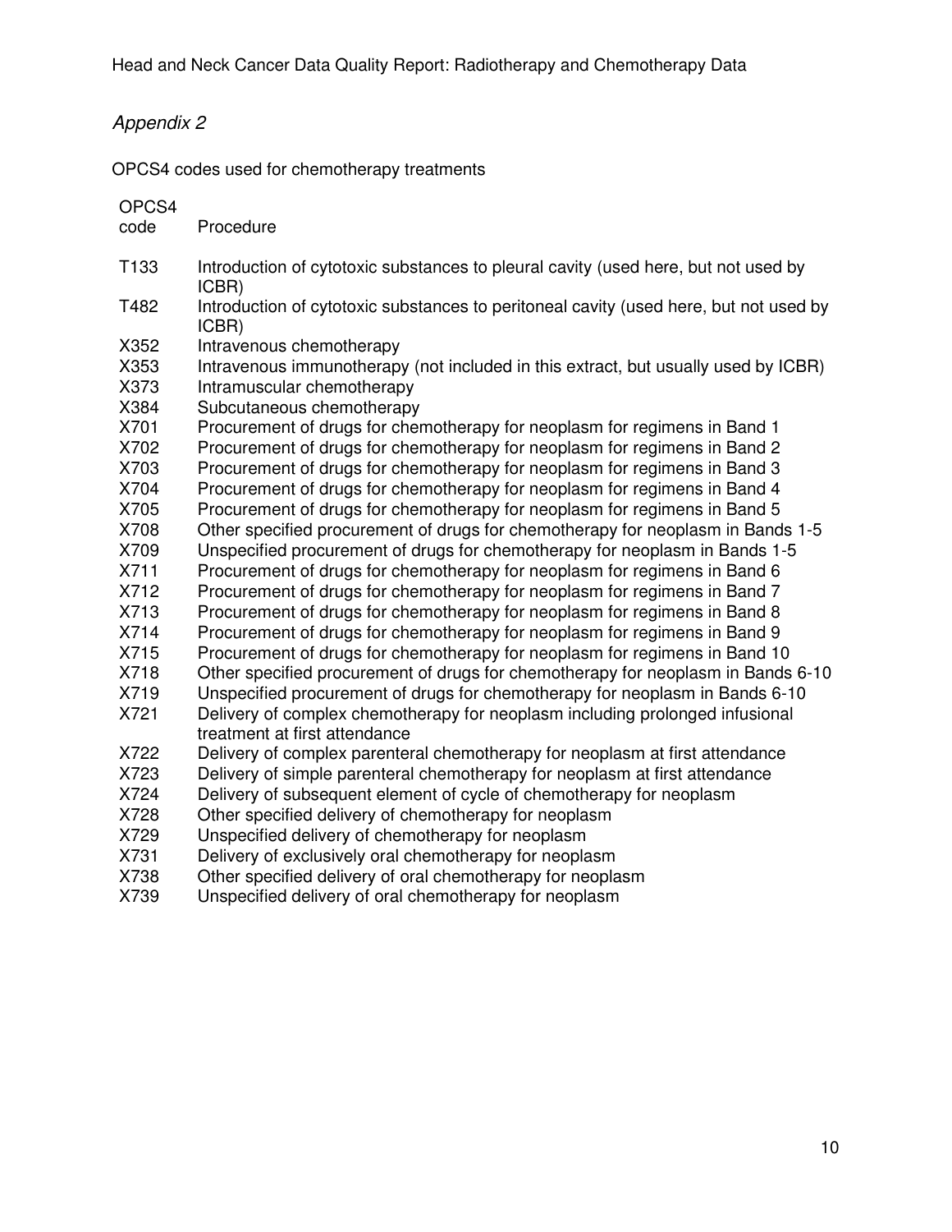*Appendix 2*

OPCS4 codes used for chemotherapy treatments

| OPCS4 code | Procedure |
|---|---|
| T133 | Introduction of cytotoxic substances to pleural cavity (used here, but not used by ICBR) |
| T482 | Introduction of cytotoxic substances to peritoneal cavity (used here, but not used by ICBR) |
| X352 | Intravenous chemotherapy |
| X353 | Intravenous immunotherapy (not included in this extract, but usually used by ICBR) |
| X373 | Intramuscular chemotherapy |
| X384 | Subcutaneous chemotherapy |
| X701 | Procurement of drugs for chemotherapy for neoplasm for regimens in Band 1 |
| X702 | Procurement of drugs for chemotherapy for neoplasm for regimens in Band 2 |
| X703 | Procurement of drugs for chemotherapy for neoplasm for regimens in Band 3 |
| X704 | Procurement of drugs for chemotherapy for neoplasm for regimens in Band 4 |
| X705 | Procurement of drugs for chemotherapy for neoplasm for regimens in Band 5 |
| X708 | Other specified procurement of drugs for chemotherapy for neoplasm in Bands 1-5 |
| X709 | Unspecified procurement of drugs for chemotherapy for neoplasm in Bands 1-5 |
| X711 | Procurement of drugs for chemotherapy for neoplasm for regimens in Band 6 |
| X712 | Procurement of drugs for chemotherapy for neoplasm for regimens in Band 7 |
| X713 | Procurement of drugs for chemotherapy for neoplasm for regimens in Band 8 |
| X714 | Procurement of drugs for chemotherapy for neoplasm for regimens in Band 9 |
| X715 | Procurement of drugs for chemotherapy for neoplasm for regimens in Band 10 |
| X718 | Other specified procurement of drugs for chemotherapy for neoplasm in Bands 6-10 |
| X719 | Unspecified procurement of drugs for chemotherapy for neoplasm in Bands 6-10 |
| X721 | Delivery of complex chemotherapy for neoplasm including prolonged infusional treatment at first attendance |
| X722 | Delivery of complex parenteral chemotherapy for neoplasm at first attendance |
| X723 | Delivery of simple parenteral chemotherapy for neoplasm at first attendance |
| X724 | Delivery of subsequent element of cycle of chemotherapy for neoplasm |
| X728 | Other specified delivery of chemotherapy for neoplasm |
| X729 | Unspecified delivery of chemotherapy for neoplasm |
| X731 | Delivery of exclusively oral chemotherapy for neoplasm |
| X738 | Other specified delivery of oral chemotherapy for neoplasm |
| X739 | Unspecified delivery of oral chemotherapy for neoplasm |